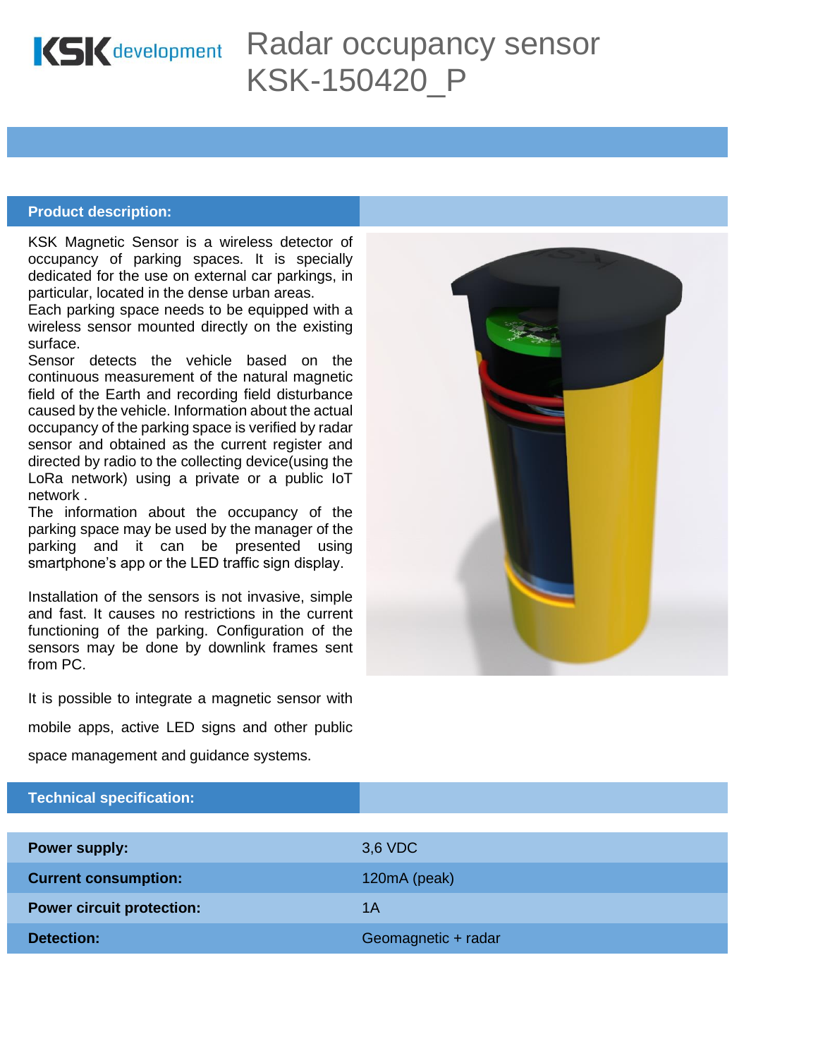# Radar occupancy sensor KSK-150420_P

KSK development

## Product description:

KSK Magnetic Sensor is a wireless detector of occupancy of parking spaces. It is specially dedicated for the use on external car parkings, in particular, located in the dense urban areas.
Each parking space needs to be equipped with a wireless sensor mounted directly on the existing surface.
Sensor detects the vehicle based on the continuous measurement of the natural magnetic field of the Earth and recording field disturbance caused by the vehicle. Information about the actual occupancy of the parking space is verified by radar sensor and obtained as the current register and directed by radio to the collecting device(using the LoRa network) using a private or a public IoT network .
The information about the occupancy of the parking space may be used by the manager of the parking and it can be presented using smartphone's app or the LED traffic sign display.

Installation of the sensors is not invasive, simple and fast. It causes no restrictions in the current functioning of the parking. Configuration of the sensors may be done by downlink frames sent from PC.

It is possible to integrate a magnetic sensor with mobile apps, active LED signs and other public space management and guidance systems.

## Technical specification:

| | |
|---|---|
| **Power supply:** | 3,6 VDC |
| **Current consumption:** | 120mA (peak) |
| **Power circuit protection:** | 1A |
| **Detection:** | Geomagnetic + radar |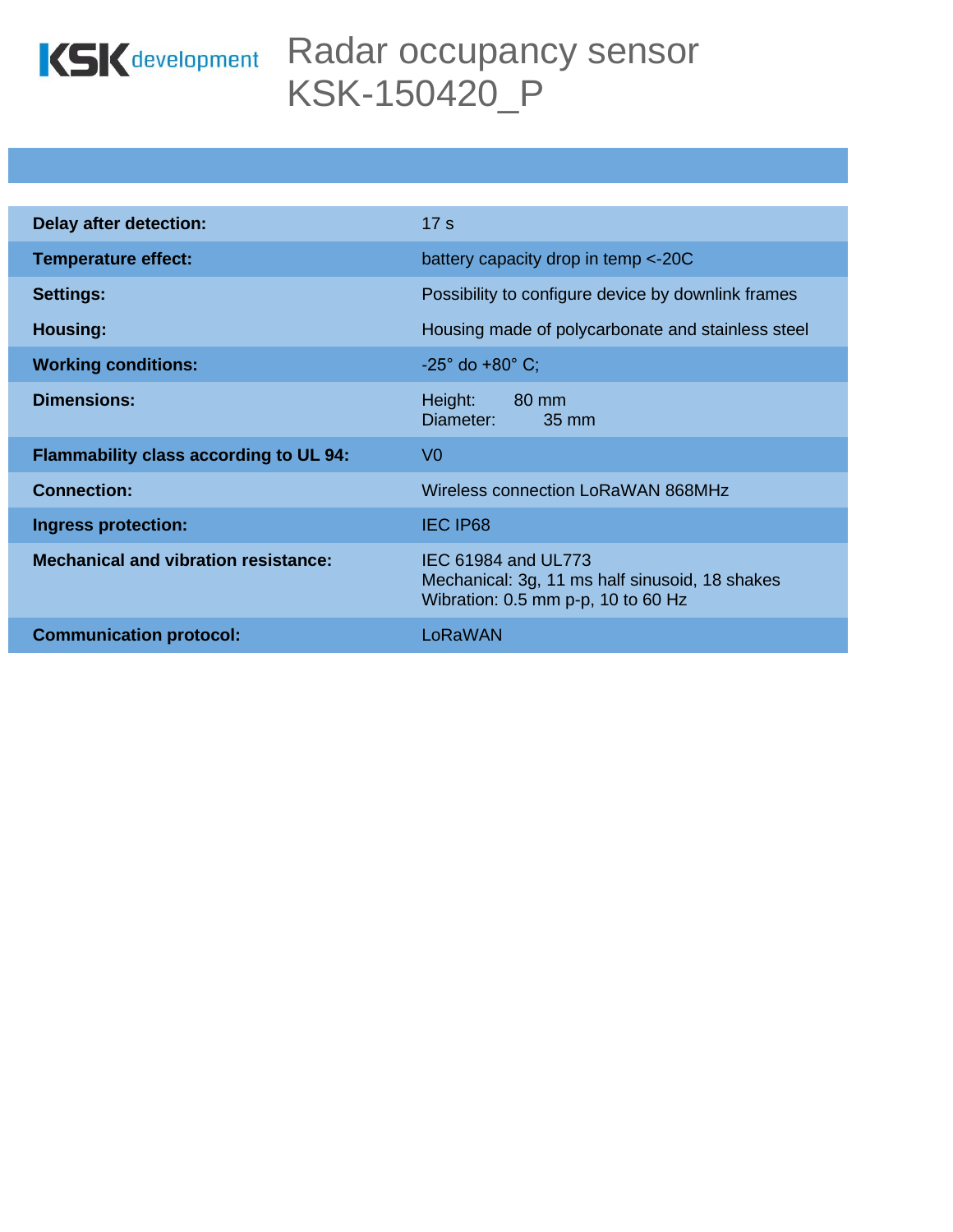# Radar occupancy sensor KSK-150420_P

| | |
|---|---|
| **Delay after detection:** | 17 s |
| **Temperature effect:** | battery capacity drop in temp <-20C |
| **Settings:** | Possibility to configure device by downlink frames |
| **Housing:** | Housing made of polycarbonate and stainless steel |
| **Working conditions:** | -25° do +80° C; |
| **Dimensions:** | Height: 80 mm<br>Diameter: 35 mm |
| **Flammability class according to UL 94:** | V0 |
| **Connection:** | Wireless connection LoRaWAN 868MHz |
| **Ingress protection:** | IEC IP68 |
| **Mechanical and vibration resistance:** | IEC 61984 and UL773<br>Mechanical: 3g, 11 ms half sinusoid, 18 shakes<br>Wibration: 0.5 mm p-p, 10 to 60 Hz |
| **Communication protocol:** | LoRaWAN |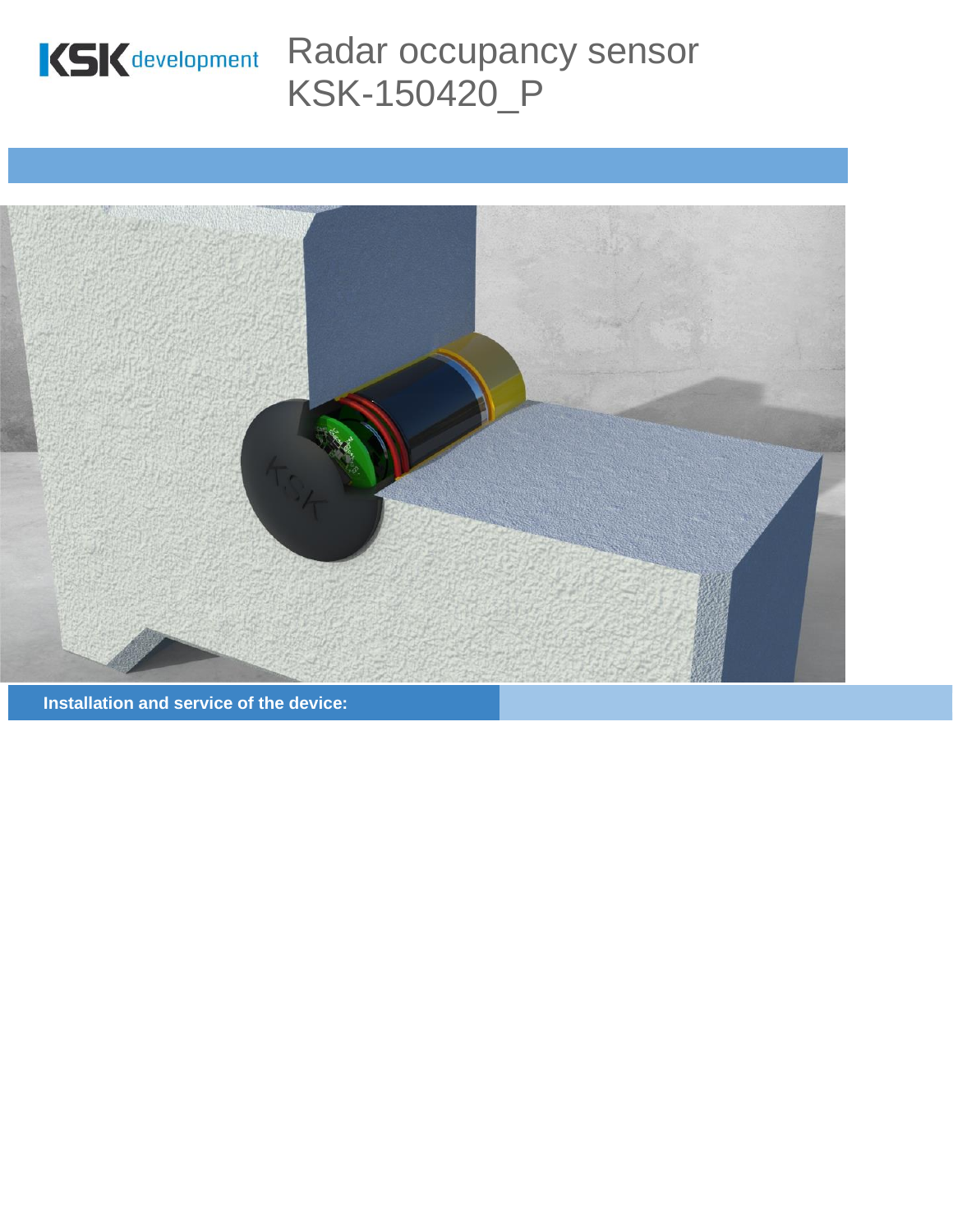KSK development

# Radar occupancy sensor KSK-150420_P

**Installation and service of the device:**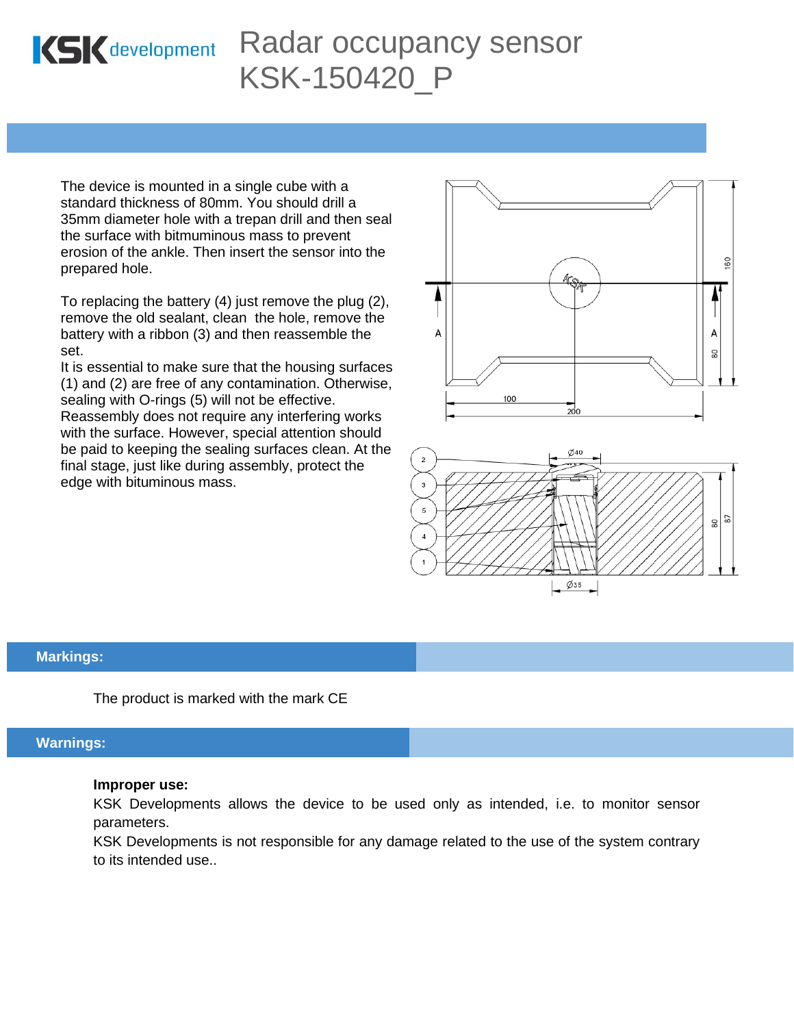# Radar occupancy sensor KSK-150420_P

The device is mounted in a single cube with a standard thickness of 80mm. You should drill a 35mm diameter hole with a trepan drill and then seal the surface with bitmuminous mass to prevent erosion of the ankle. Then insert the sensor into the prepared hole.

To replacing the battery (4) just remove the plug (2), remove the old sealant, clean the hole, remove the battery with a ribbon (3) and then reassemble the set.
It is essential to make sure that the housing surfaces (1) and (2) are free of any contamination. Otherwise, sealing with O-rings (5) will not be effective.
Reassembly does not require any interfering works with the surface. However, special attention should be paid to keeping the sealing surfaces clean. At the final stage, just like during assembly, protect the edge with bituminous mass.

## Markings:

The product is marked with the mark CE

## Warnings:

**Improper use:**
KSK Developments allows the device to be used only as intended, i.e. to monitor sensor parameters.
KSK Developments is not responsible for any damage related to the use of the system contrary to its intended use..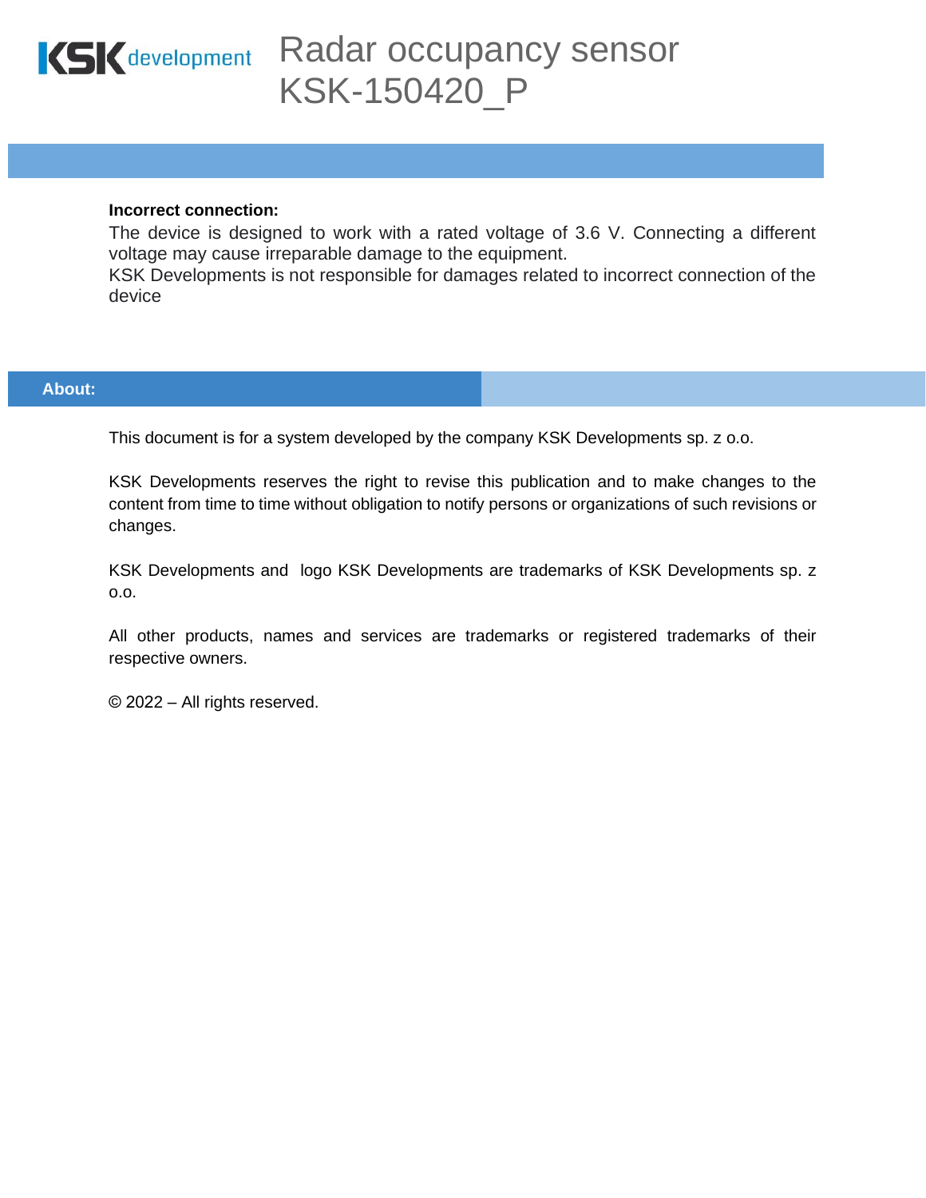**Incorrect connection:**

The device is designed to work with a rated voltage of 3.6 V. Connecting a different voltage may cause irreparable damage to the equipment.
KSK Developments is not responsible for damages related to incorrect connection of the device

## About:

This document is for a system developed by the company KSK Developments sp. z o.o.

KSK Developments reserves the right to revise this publication and to make changes to the content from time to time without obligation to notify persons or organizations of such revisions or changes.

KSK Developments and  logo KSK Developments are trademarks of KSK Developments sp. z o.o.

All other products, names and services are trademarks or registered trademarks of their respective owners.

© 2022 – All rights reserved.